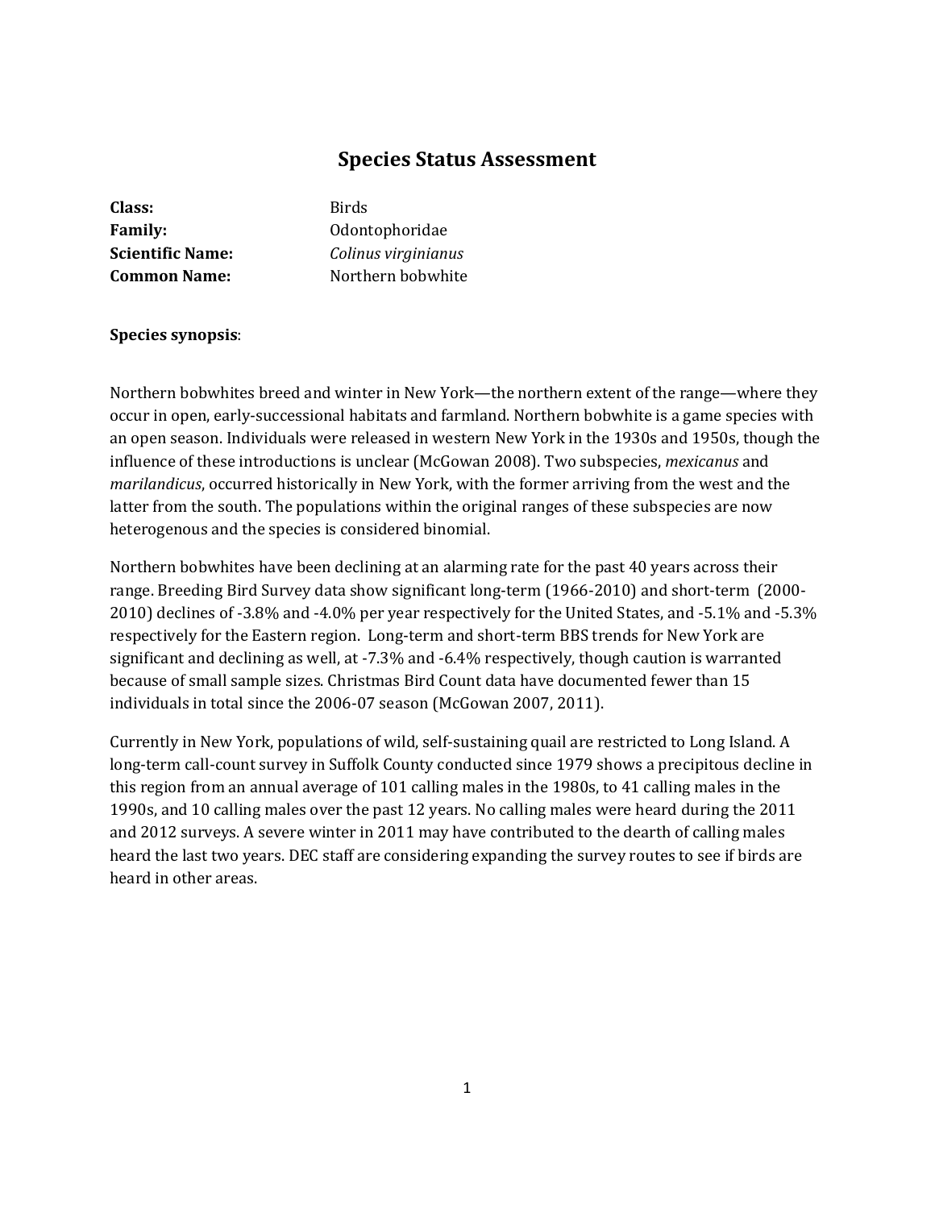# Species Status Assessment

**Class:** Birds
**Family:** Odontophoridae
**Scientific Name:** *Colinus virginianus*
**Common Name:** Northern bobwhite

**Species synopsis**:

Northern bobwhites breed and winter in New York—the northern extent of the range—where they occur in open, early-successional habitats and farmland. Northern bobwhite is a game species with an open season. Individuals were released in western New York in the 1930s and 1950s, though the influence of these introductions is unclear (McGowan 2008). Two subspecies, *mexicanus* and *marilandicus*, occurred historically in New York, with the former arriving from the west and the latter from the south. The populations within the original ranges of these subspecies are now heterogenous and the species is considered binomial.

Northern bobwhites have been declining at an alarming rate for the past 40 years across their range. Breeding Bird Survey data show significant long-term (1966-2010) and short-term (2000-2010) declines of -3.8% and -4.0% per year respectively for the United States, and -5.1% and -5.3% respectively for the Eastern region. Long-term and short-term BBS trends for New York are significant and declining as well, at -7.3% and -6.4% respectively, though caution is warranted because of small sample sizes. Christmas Bird Count data have documented fewer than 15 individuals in total since the 2006-07 season (McGowan 2007, 2011).

Currently in New York, populations of wild, self-sustaining quail are restricted to Long Island. A long-term call-count survey in Suffolk County conducted since 1979 shows a precipitous decline in this region from an annual average of 101 calling males in the 1980s, to 41 calling males in the 1990s, and 10 calling males over the past 12 years. No calling males were heard during the 2011 and 2012 surveys. A severe winter in 2011 may have contributed to the dearth of calling males heard the last two years. DEC staff are considering expanding the survey routes to see if birds are heard in other areas.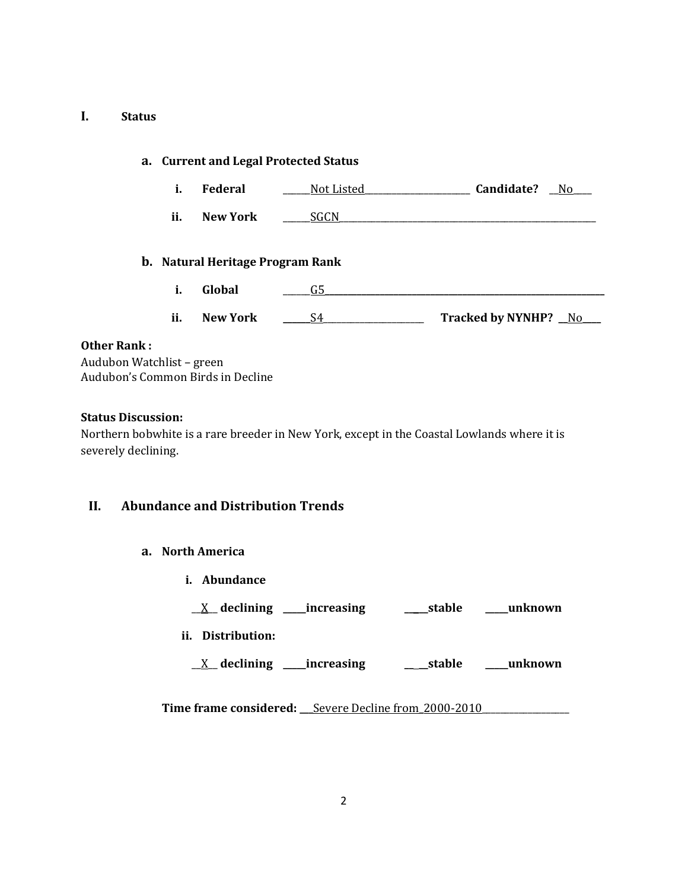# I. Status

## a. Current and Legal Protected Status

**i. Federal** ______Not Listed________________________ **Candidate?** __No____

**ii. New York** ______SGCN______________________________________________________

## b. Natural Heritage Program Rank

**i. Global** ______G5_______________________________________________________________

**ii. New York** ______S4______________________ **Tracked by NYNHP?** __No____

**Other Rank :**
Audubon Watchlist – green
Audubon's Common Birds in Decline

**Status Discussion:**
Northern bobwhite is a rare breeder in New York, except in the Coastal Lowlands where it is severely declining.

# II. Abundance and Distribution Trends

## a. North America

**i. Abundance**

__X__ **declining** _____**increasing** _____**stable** _____**unknown**

**ii. Distribution:**

__X__ **declining** _____**increasing** _____**stable** _____**unknown**

**Time frame considered:** ___Severe Decline from_2000-2010__________________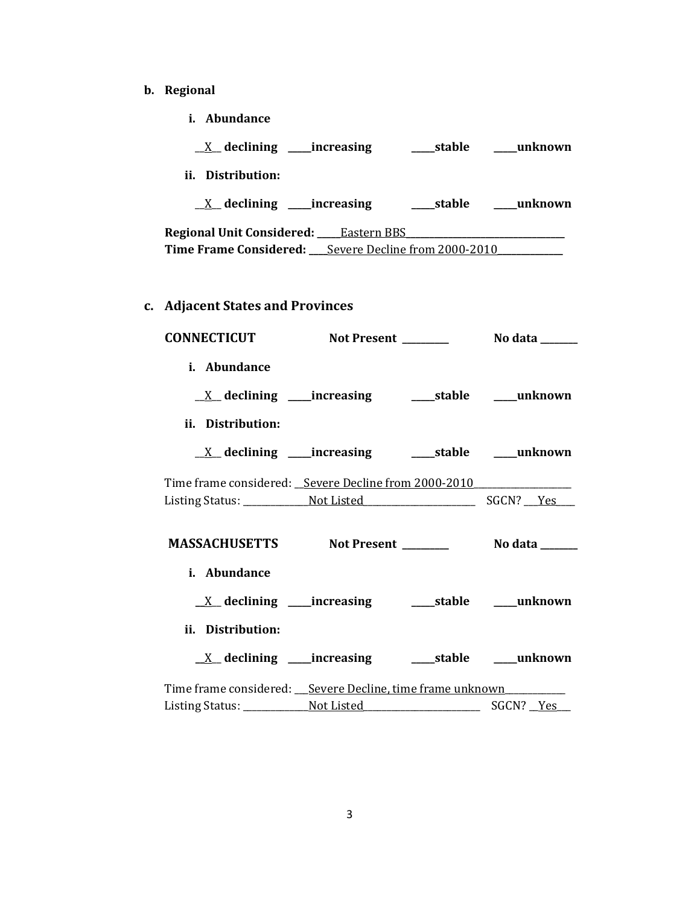**b. Regional**

**i. Abundance**

__X__ **declining** ____**increasing** ____**stable** ____**unknown**

**ii. Distribution:**

__X__ **declining** ____**increasing** ____**stable** ____**unknown**

**Regional Unit Considered:** _____Eastern BBS_______________________________

**Time Frame Considered:** ____Severe Decline from 2000-2010_____________

**c. Adjacent States and Provinces**

**CONNECTICUT** **Not Present** ________ **No data** _______

**i. Abundance**

__X__ **declining** ____**increasing** ____**stable** ____**unknown**

**ii. Distribution:**

__X__ **declining** ____**increasing** ____**stable** ____**unknown**

Time frame considered: __Severe Decline from 2000-2010__________________

Listing Status: _____________Not Listed______________________ SGCN? ___Yes____

**MASSACHUSETTS** **Not Present** ________ **No data** _______

**i. Abundance**

__X__ **declining** ____**increasing** ____**stable** ____**unknown**

**ii. Distribution:**

__X__ **declining** ____**increasing** ____**stable** ____**unknown**

Time frame considered: ___Severe Decline, time frame unknown____________

Listing Status: _____________Not Listed_______________________ SGCN? __Yes___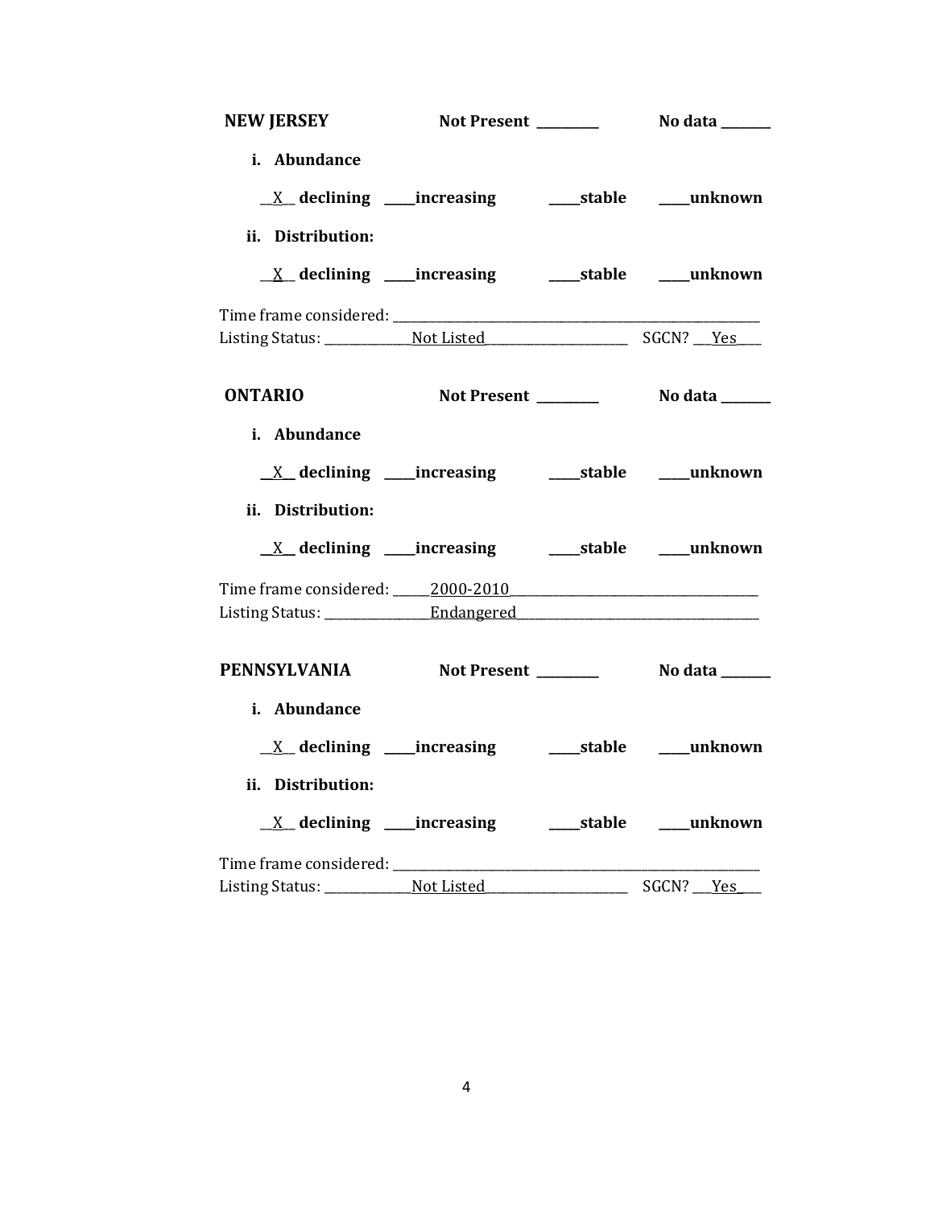**NEW JERSEY** **Not Present \_\_\_\_\_\_\_\_\_** **No data \_\_\_\_\_\_\_**

**i. Abundance**

\_\_X\_\_ **declining** \_\_\_\_\_**increasing** \_\_\_\_\_**stable** \_\_\_\_\_**unknown**

**ii. Distribution:**

\_\_X\_\_ **declining** \_\_\_\_\_**increasing** \_\_\_\_\_**stable** \_\_\_\_\_**unknown**

Time frame considered: \_\_\_\_\_\_\_\_\_\_\_\_\_\_\_\_\_\_\_\_\_\_\_\_\_\_\_\_\_\_\_\_\_\_\_\_\_\_\_\_\_\_\_\_\_\_\_\_\_\_\_\_\_\_\_\_\_\_\_

Listing Status: \_\_\_\_\_\_\_\_\_\_\_\_\_\_Not Listed\_\_\_\_\_\_\_\_\_\_\_\_\_\_\_\_\_\_\_\_\_\_\_ SGCN? \_\_\_Yes\_\_\_\_

**ONTARIO** **Not Present \_\_\_\_\_\_\_\_\_** **No data \_\_\_\_\_\_\_**

**i. Abundance**

\_\_X\_\_ **declining** \_\_\_\_\_**increasing** \_\_\_\_\_**stable** \_\_\_\_\_**unknown**

**ii. Distribution:**

\_\_X\_\_ **declining** \_\_\_\_\_**increasing** \_\_\_\_\_**stable** \_\_\_\_\_**unknown**

Time frame considered: \_\_\_\_\_\_2000-2010\_\_\_\_\_\_\_\_\_\_\_\_\_\_\_\_\_\_\_\_\_\_\_\_\_\_\_\_\_\_\_\_\_\_\_\_\_\_\_\_

Listing Status: \_\_\_\_\_\_\_\_\_\_\_\_\_\_\_\_\_Endangered\_\_\_\_\_\_\_\_\_\_\_\_\_\_\_\_\_\_\_\_\_\_\_\_\_\_\_\_\_\_\_\_\_\_\_\_\_\_\_

**PENNSYLVANIA** **Not Present \_\_\_\_\_\_\_\_\_** **No data \_\_\_\_\_\_\_**

**i. Abundance**

\_\_X\_\_ **declining** \_\_\_\_\_**increasing** \_\_\_\_\_**stable** \_\_\_\_\_**unknown**

**ii. Distribution:**

\_\_X\_\_ **declining** \_\_\_\_\_**increasing** \_\_\_\_\_**stable** \_\_\_\_\_**unknown**

Time frame considered: \_\_\_\_\_\_\_\_\_\_\_\_\_\_\_\_\_\_\_\_\_\_\_\_\_\_\_\_\_\_\_\_\_\_\_\_\_\_\_\_\_\_\_\_\_\_\_\_\_\_\_\_\_\_\_\_\_\_\_

Listing Status: \_\_\_\_\_\_\_\_\_\_\_\_\_\_Not Listed\_\_\_\_\_\_\_\_\_\_\_\_\_\_\_\_\_\_\_\_\_\_\_ SGCN? \_\_\_Yes\_\_\_\_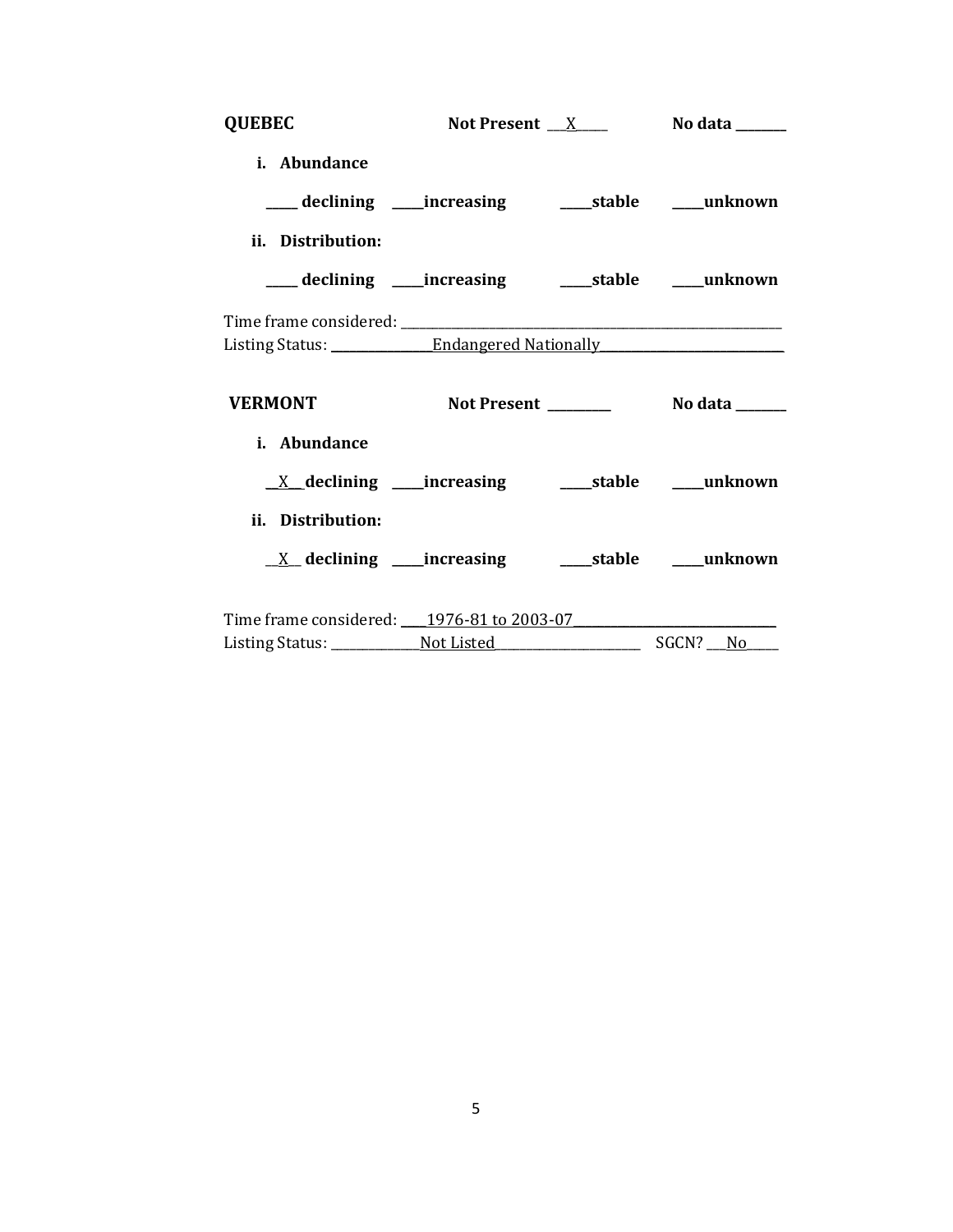**QUEBEC** **Not Present** __X__ **No data** ______

**i. Abundance**

____ **declining** ____**increasing** ____**stable** ____**unknown**

**ii. Distribution:**

____ **declining** ____**increasing** ____**stable** ____**unknown**

Time frame considered: ______________________________
Listing Status: ____________Endangered Nationally____________

**VERMONT** **Not Present** ________ **No data** ______

**i. Abundance**

__X__ **declining** ____**increasing** ____**stable** ____**unknown**

**ii. Distribution:**

__X__ **declining** ____**increasing** ____**stable** ____**unknown**

Time frame considered: ____1976-81 to 2003-07____________________
Listing Status: ____________Not Listed____________ SGCN? ___No____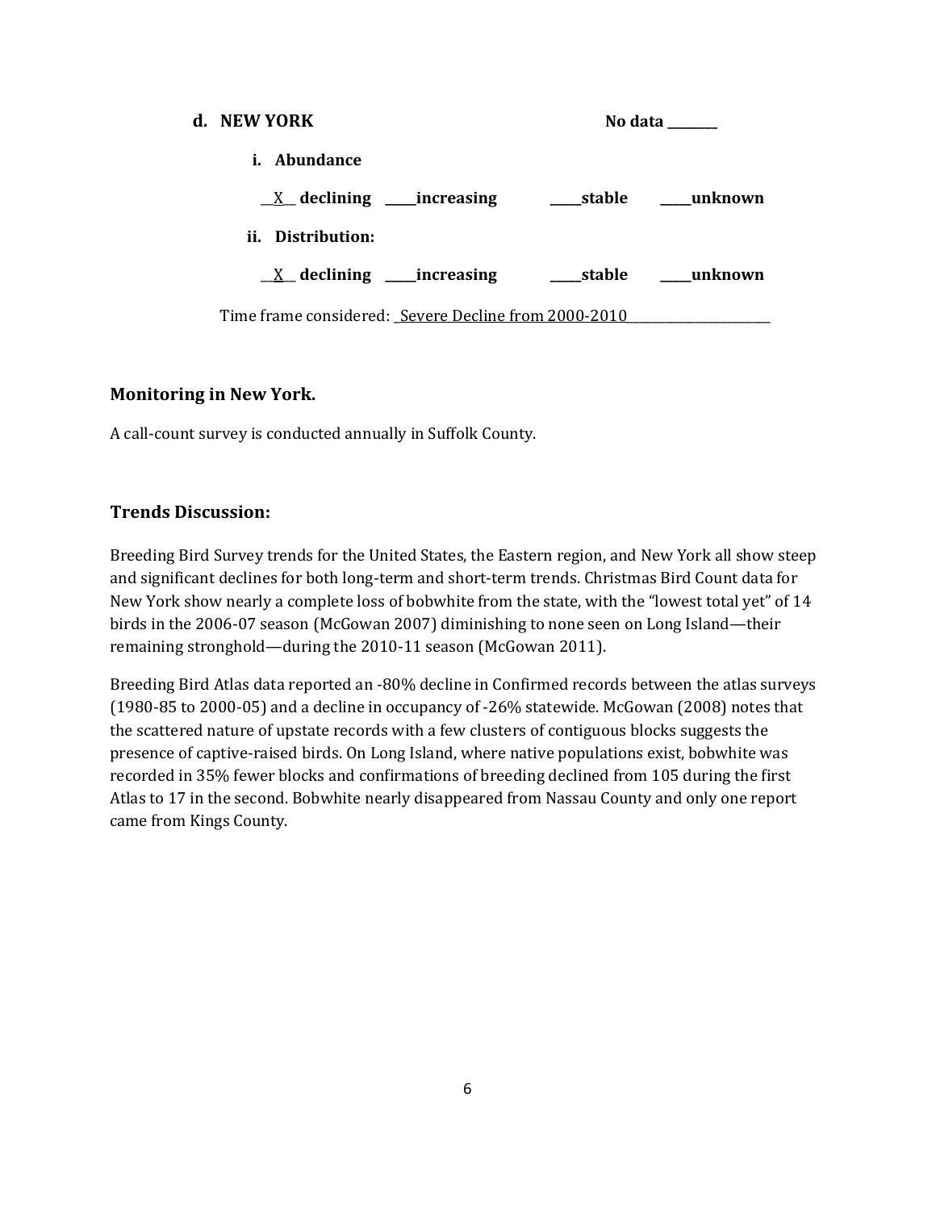**d. NEW YORK** **No data ________**

**i. Abundance**

__X__ **declining** _____**increasing** _____**stable** _____**unknown**

**ii. Distribution:**

__X__ **declining** _____**increasing** _____**stable** _____**unknown**

Time frame considered: _Severe Decline from 2000-2010_______________________

## Monitoring in New York.

A call-count survey is conducted annually in Suffolk County.

## Trends Discussion:

Breeding Bird Survey trends for the United States, the Eastern region, and New York all show steep and significant declines for both long-term and short-term trends. Christmas Bird Count data for New York show nearly a complete loss of bobwhite from the state, with the "lowest total yet" of 14 birds in the 2006-07 season (McGowan 2007) diminishing to none seen on Long Island—their remaining stronghold—during the 2010-11 season (McGowan 2011).

Breeding Bird Atlas data reported an -80% decline in Confirmed records between the atlas surveys (1980-85 to 2000-05) and a decline in occupancy of -26% statewide. McGowan (2008) notes that the scattered nature of upstate records with a few clusters of contiguous blocks suggests the presence of captive-raised birds. On Long Island, where native populations exist, bobwhite was recorded in 35% fewer blocks and confirmations of breeding declined from 105 during the first Atlas to 17 in the second. Bobwhite nearly disappeared from Nassau County and only one report came from Kings County.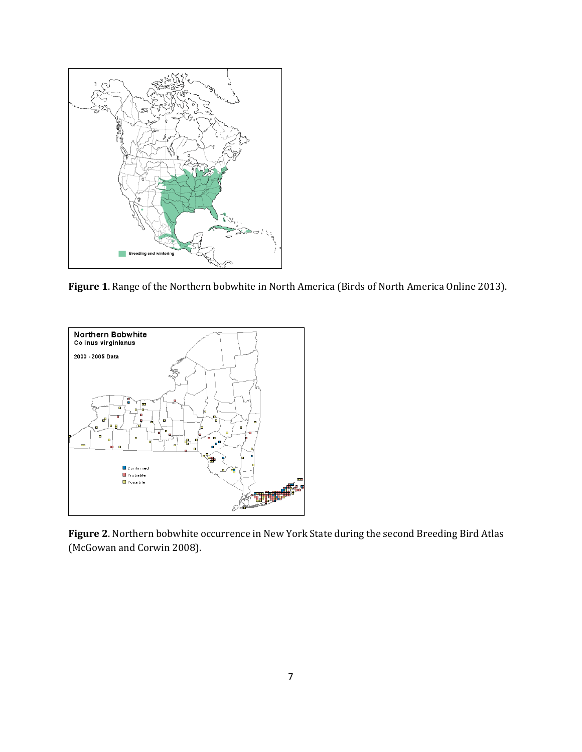**Figure 1**. Range of the Northern bobwhite in North America (Birds of North America Online 2013).

**Figure 2**. Northern bobwhite occurrence in New York State during the second Breeding Bird Atlas (McGowan and Corwin 2008).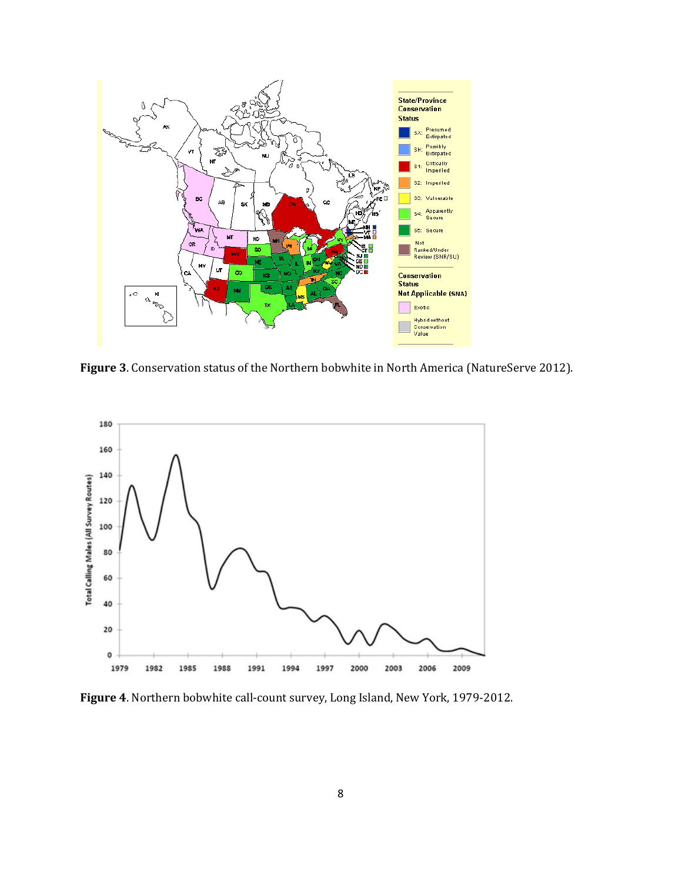**Figure 3**. Conservation status of the Northern bobwhite in North America (NatureServe 2012).

**Figure 4**. Northern bobwhite call-count survey, Long Island, New York, 1979-2012.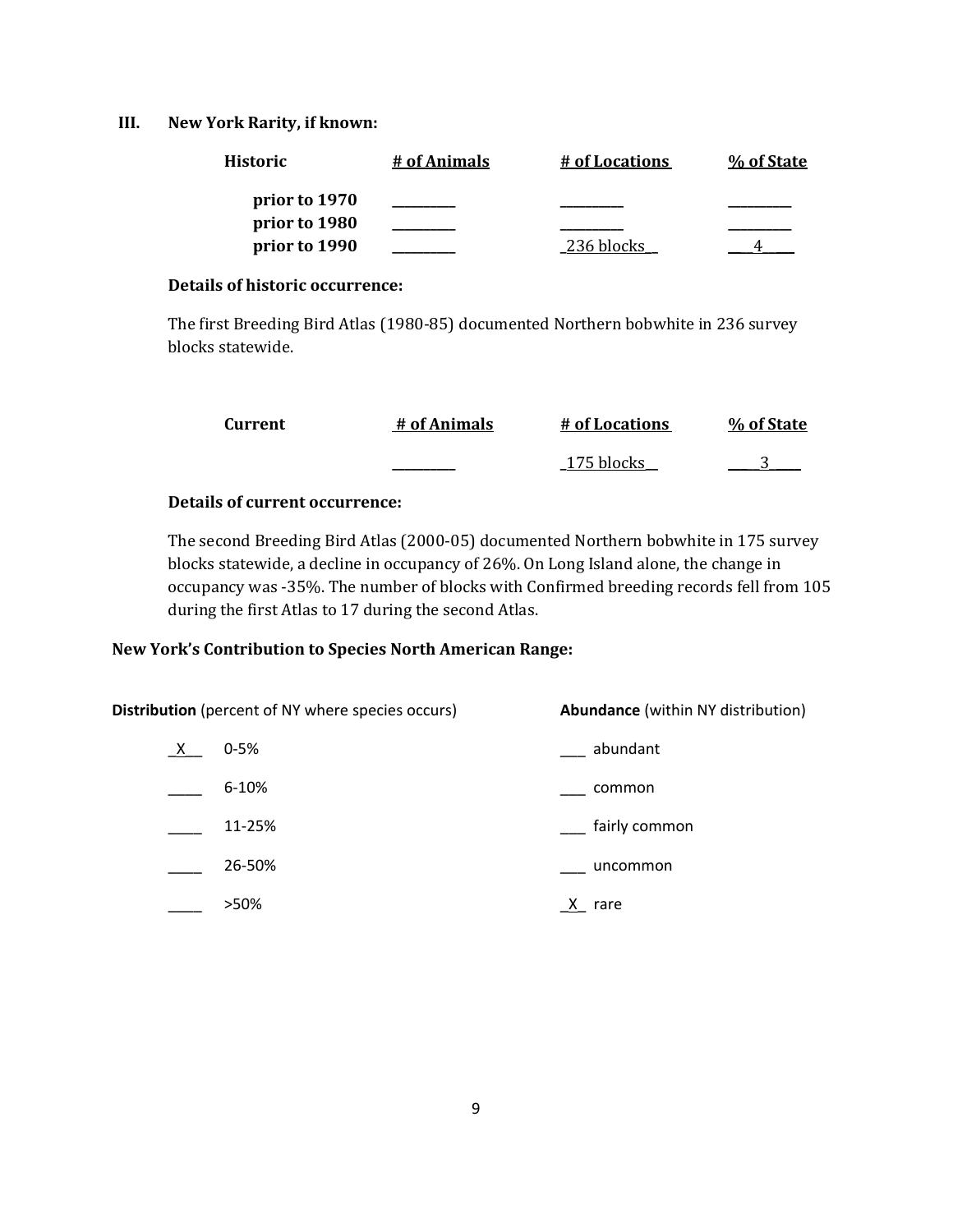## III. New York Rarity, if known:

| Historic | # of Animals | # of Locations | % of State |
|---|---|---|---|
| prior to 1970 | ________ | ________ | ________ |
| prior to 1980 | ________ | ________ | ________ |
| prior to 1990 | ________ | 236 blocks | 4 |

**Details of historic occurrence:**

The first Breeding Bird Atlas (1980-85) documented Northern bobwhite in 236 survey blocks statewide.

| Current | # of Animals | # of Locations | % of State |
|---|---|---|---|
| | ________ | 175 blocks | 3 |

**Details of current occurrence:**

The second Breeding Bird Atlas (2000-05) documented Northern bobwhite in 175 survey blocks statewide, a decline in occupancy of 26%. On Long Island alone, the change in occupancy was -35%. The number of blocks with Confirmed breeding records fell from 105 during the first Atlas to 17 during the second Atlas.

**New York's Contribution to Species North American Range:**

| **Distribution** (percent of NY where species occurs) | | **Abundance** (within NY distribution) | |
|---|---|---|---|
| X | 0-5% | ___ | abundant |
| ____ | 6-10% | ___ | common |
| ____ | 11-25% | ___ | fairly common |
| ____ | 26-50% | ___ | uncommon |
| ____ | >50% | X | rare |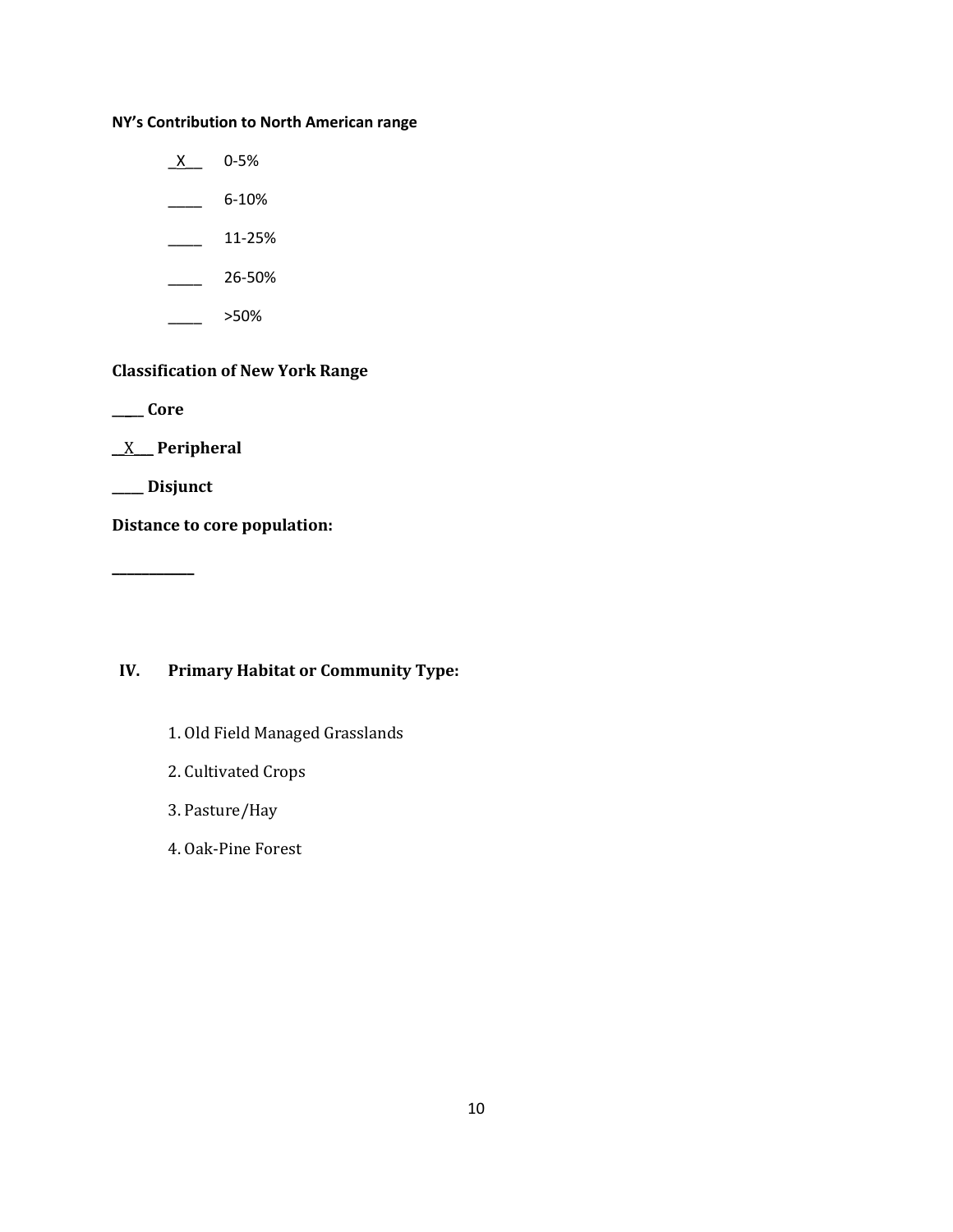**NY's Contribution to North American range**

_X__ 0-5%

____ 6-10%

____ 11-25%

____ 26-50%

____ >50%

**Classification of New York Range**

**____ Core**

**_X__ Peripheral**

**____ Disjunct**

**Distance to core population:**

**__________**

## IV. Primary Habitat or Community Type:

1. Old Field Managed Grasslands
2. Cultivated Crops
3. Pasture/Hay
4. Oak-Pine Forest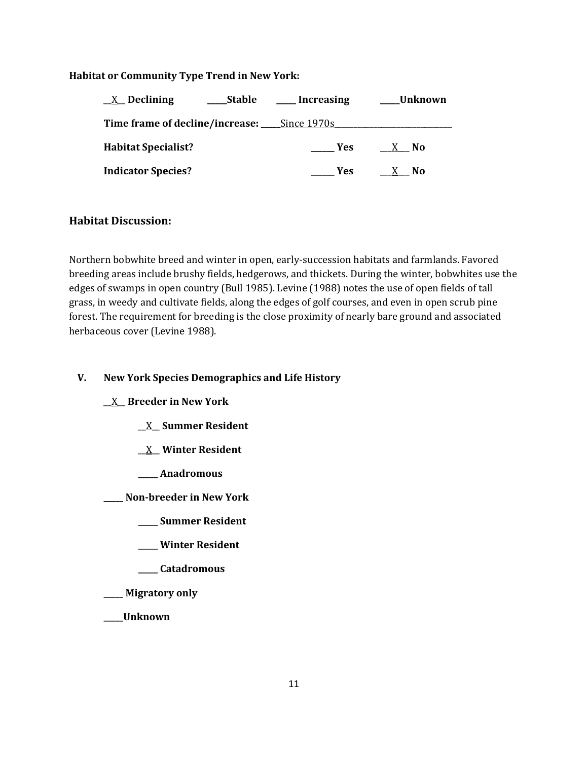**Habitat or Community Type Trend in New York:**

__X__ **Declining** _____**Stable** _____ **Increasing** _____**Unknown**

**Time frame of decline/increase:** _____Since 1970s______________________________

**Habitat Specialist?** ______ **Yes** ___X___ **No**

**Indicator Species?** ______ **Yes** ___X___ **No**

## Habitat Discussion:

Northern bobwhite breed and winter in open, early-succession habitats and farmlands. Favored breeding areas include brushy fields, hedgerows, and thickets. During the winter, bobwhites use the edges of swamps in open country (Bull 1985). Levine (1988) notes the use of open fields of tall grass, in weedy and cultivate fields, along the edges of golf courses, and even in open scrub pine forest. The requirement for breeding is the close proximity of nearly bare ground and associated herbaceous cover (Levine 1988).

## V. New York Species Demographics and Life History

__X__ **Breeder in New York**

- __X__ **Summer Resident**
- __X__ **Winter Resident**
- _____ **Anadromous**

_____ **Non-breeder in New York**

- _____ **Summer Resident**
- _____ **Winter Resident**
- _____ **Catadromous**

_____ **Migratory only**

_____**Unknown**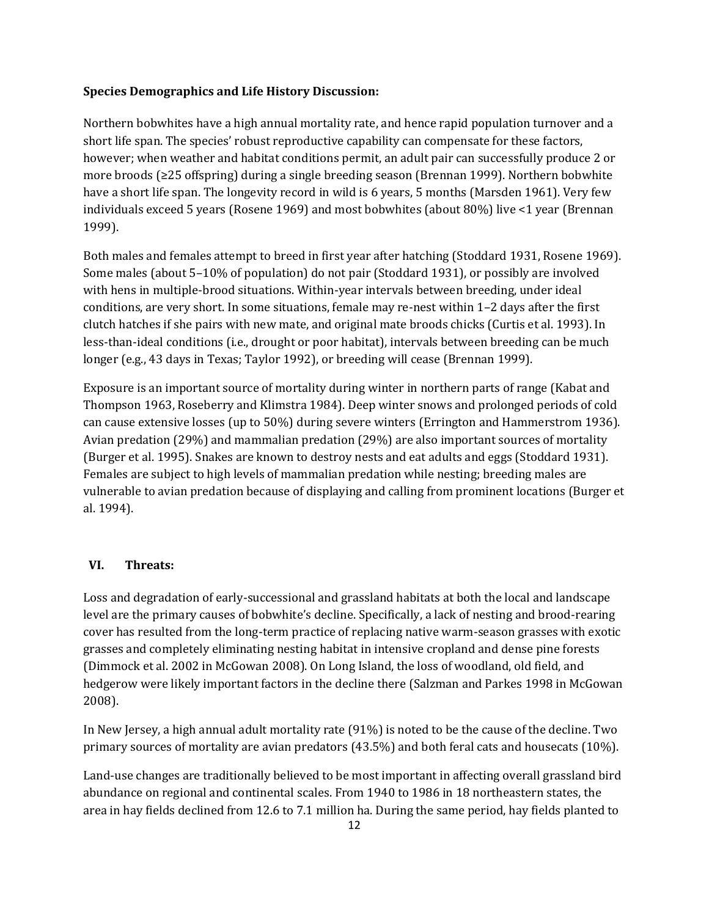**Species Demographics and Life History Discussion:**

Northern bobwhites have a high annual mortality rate, and hence rapid population turnover and a short life span. The species' robust reproductive capability can compensate for these factors, however; when weather and habitat conditions permit, an adult pair can successfully produce 2 or more broods (≥25 offspring) during a single breeding season (Brennan 1999). Northern bobwhite have a short life span. The longevity record in wild is 6 years, 5 months (Marsden 1961). Very few individuals exceed 5 years (Rosene 1969) and most bobwhites (about 80%) live <1 year (Brennan 1999).

Both males and females attempt to breed in first year after hatching (Stoddard 1931, Rosene 1969). Some males (about 5–10% of population) do not pair (Stoddard 1931), or possibly are involved with hens in multiple-brood situations. Within-year intervals between breeding, under ideal conditions, are very short. In some situations, female may re-nest within 1–2 days after the first clutch hatches if she pairs with new mate, and original mate broods chicks (Curtis et al. 1993). In less-than-ideal conditions (i.e., drought or poor habitat), intervals between breeding can be much longer (e.g., 43 days in Texas; Taylor 1992), or breeding will cease (Brennan 1999).

Exposure is an important source of mortality during winter in northern parts of range (Kabat and Thompson 1963, Roseberry and Klimstra 1984). Deep winter snows and prolonged periods of cold can cause extensive losses (up to 50%) during severe winters (Errington and Hammerstrom 1936). Avian predation (29%) and mammalian predation (29%) are also important sources of mortality (Burger et al. 1995). Snakes are known to destroy nests and eat adults and eggs (Stoddard 1931). Females are subject to high levels of mammalian predation while nesting; breeding males are vulnerable to avian predation because of displaying and calling from prominent locations (Burger et al. 1994).

## VI. Threats:

Loss and degradation of early-successional and grassland habitats at both the local and landscape level are the primary causes of bobwhite's decline. Specifically, a lack of nesting and brood-rearing cover has resulted from the long-term practice of replacing native warm-season grasses with exotic grasses and completely eliminating nesting habitat in intensive cropland and dense pine forests (Dimmock et al. 2002 in McGowan 2008). On Long Island, the loss of woodland, old field, and hedgerow were likely important factors in the decline there (Salzman and Parkes 1998 in McGowan 2008).

In New Jersey, a high annual adult mortality rate (91%) is noted to be the cause of the decline. Two primary sources of mortality are avian predators (43.5%) and both feral cats and housecats (10%).

Land-use changes are traditionally believed to be most important in affecting overall grassland bird abundance on regional and continental scales. From 1940 to 1986 in 18 northeastern states, the area in hay fields declined from 12.6 to 7.1 million ha. During the same period, hay fields planted to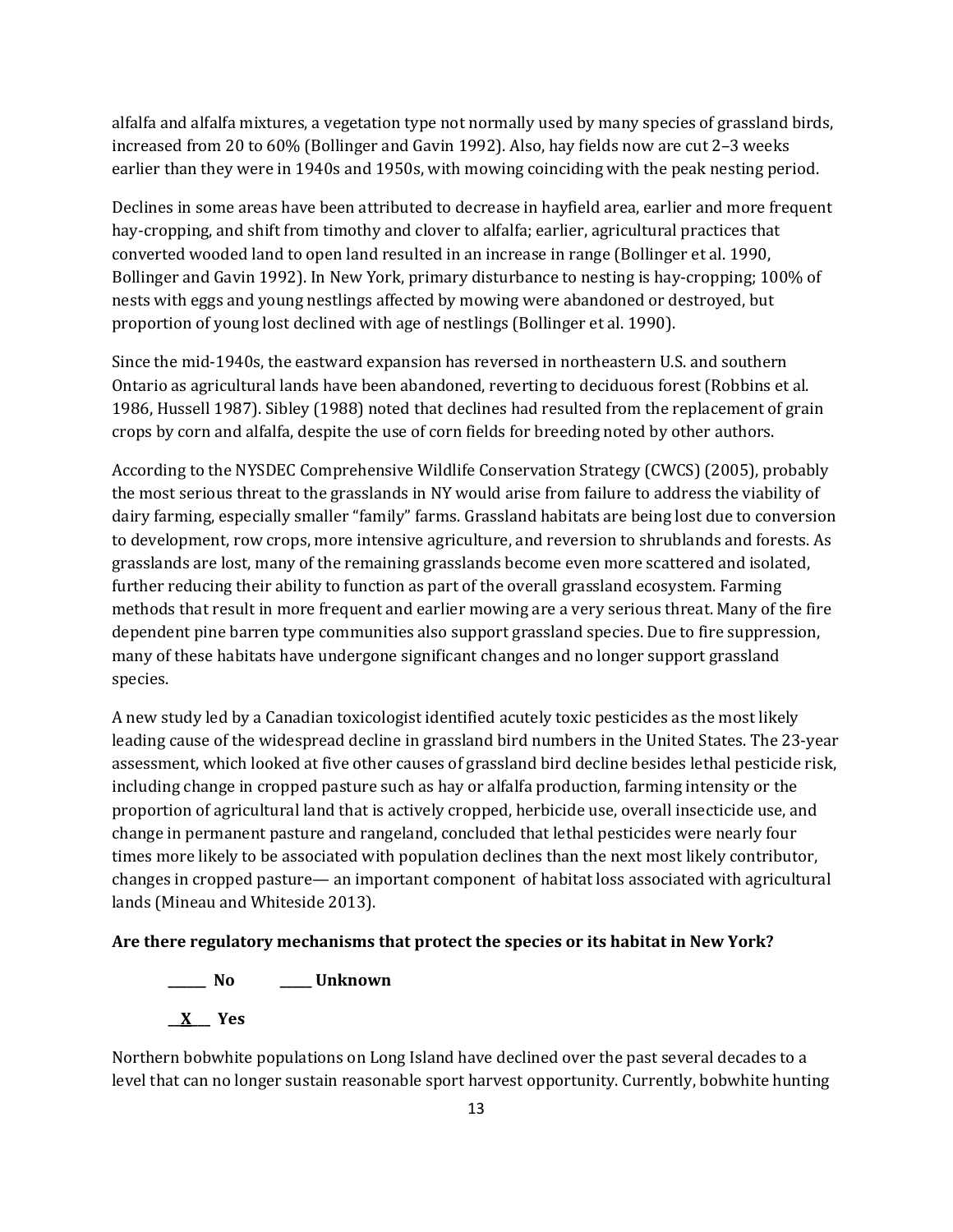alfalfa and alfalfa mixtures, a vegetation type not normally used by many species of grassland birds, increased from 20 to 60% (Bollinger and Gavin 1992). Also, hay fields now are cut 2–3 weeks earlier than they were in 1940s and 1950s, with mowing coinciding with the peak nesting period.

Declines in some areas have been attributed to decrease in hayfield area, earlier and more frequent hay-cropping, and shift from timothy and clover to alfalfa; earlier, agricultural practices that converted wooded land to open land resulted in an increase in range (Bollinger et al. 1990, Bollinger and Gavin 1992). In New York, primary disturbance to nesting is hay-cropping; 100% of nests with eggs and young nestlings affected by mowing were abandoned or destroyed, but proportion of young lost declined with age of nestlings (Bollinger et al. 1990).

Since the mid-1940s, the eastward expansion has reversed in northeastern U.S. and southern Ontario as agricultural lands have been abandoned, reverting to deciduous forest (Robbins et al. 1986, Hussell 1987). Sibley (1988) noted that declines had resulted from the replacement of grain crops by corn and alfalfa, despite the use of corn fields for breeding noted by other authors.

According to the NYSDEC Comprehensive Wildlife Conservation Strategy (CWCS) (2005), probably the most serious threat to the grasslands in NY would arise from failure to address the viability of dairy farming, especially smaller "family" farms. Grassland habitats are being lost due to conversion to development, row crops, more intensive agriculture, and reversion to shrublands and forests. As grasslands are lost, many of the remaining grasslands become even more scattered and isolated, further reducing their ability to function as part of the overall grassland ecosystem. Farming methods that result in more frequent and earlier mowing are a very serious threat. Many of the fire dependent pine barren type communities also support grassland species. Due to fire suppression, many of these habitats have undergone significant changes and no longer support grassland species.

A new study led by a Canadian toxicologist identified acutely toxic pesticides as the most likely leading cause of the widespread decline in grassland bird numbers in the United States. The 23-year assessment, which looked at five other causes of grassland bird decline besides lethal pesticide risk, including change in cropped pasture such as hay or alfalfa production, farming intensity or the proportion of agricultural land that is actively cropped, herbicide use, overall insecticide use, and change in permanent pasture and rangeland, concluded that lethal pesticides were nearly four times more likely to be associated with population declines than the next most likely contributor, changes in cropped pasture— an important component of habitat loss associated with agricultural lands (Mineau and Whiteside 2013).

**Are there regulatory mechanisms that protect the species or its habitat in New York?**

**\_\_\_\_\_\_ No** **\_\_\_\_\_ Unknown**

**\_\_X\_\_ Yes**

Northern bobwhite populations on Long Island have declined over the past several decades to a level that can no longer sustain reasonable sport harvest opportunity. Currently, bobwhite hunting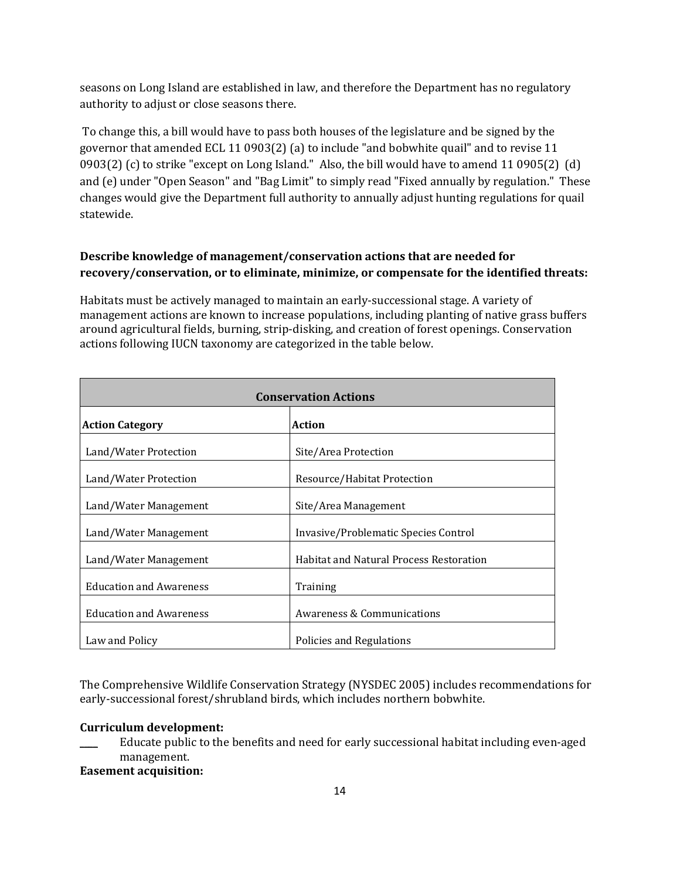seasons on Long Island are established in law, and therefore the Department has no regulatory authority to adjust or close seasons there.

To change this, a bill would have to pass both houses of the legislature and be signed by the governor that amended ECL 11 0903(2) (a) to include "and bobwhite quail" and to revise 11 0903(2) (c) to strike "except on Long Island." Also, the bill would have to amend 11 0905(2) (d) and (e) under "Open Season" and "Bag Limit" to simply read "Fixed annually by regulation." These changes would give the Department full authority to annually adjust hunting regulations for quail statewide.

**Describe knowledge of management/conservation actions that are needed for recovery/conservation, or to eliminate, minimize, or compensate for the identified threats:**

Habitats must be actively managed to maintain an early-successional stage. A variety of management actions are known to increase populations, including planting of native grass buffers around agricultural fields, burning, strip-disking, and creation of forest openings. Conservation actions following IUCN taxonomy are categorized in the table below.

| **Conservation Actions** | |
|---|---|
| **Action Category** | **Action** |
| Land/Water Protection | Site/Area Protection |
| Land/Water Protection | Resource/Habitat Protection |
| Land/Water Management | Site/Area Management |
| Land/Water Management | Invasive/Problematic Species Control |
| Land/Water Management | Habitat and Natural Process Restoration |
| Education and Awareness | Training |
| Education and Awareness | Awareness & Communications |
| Law and Policy | Policies and Regulations |

The Comprehensive Wildlife Conservation Strategy (NYSDEC 2005) includes recommendations for early-successional forest/shrubland birds, which includes northern bobwhite.

**Curriculum development:**

____ Educate public to the benefits and need for early successional habitat including even-aged management.

**Easement acquisition:**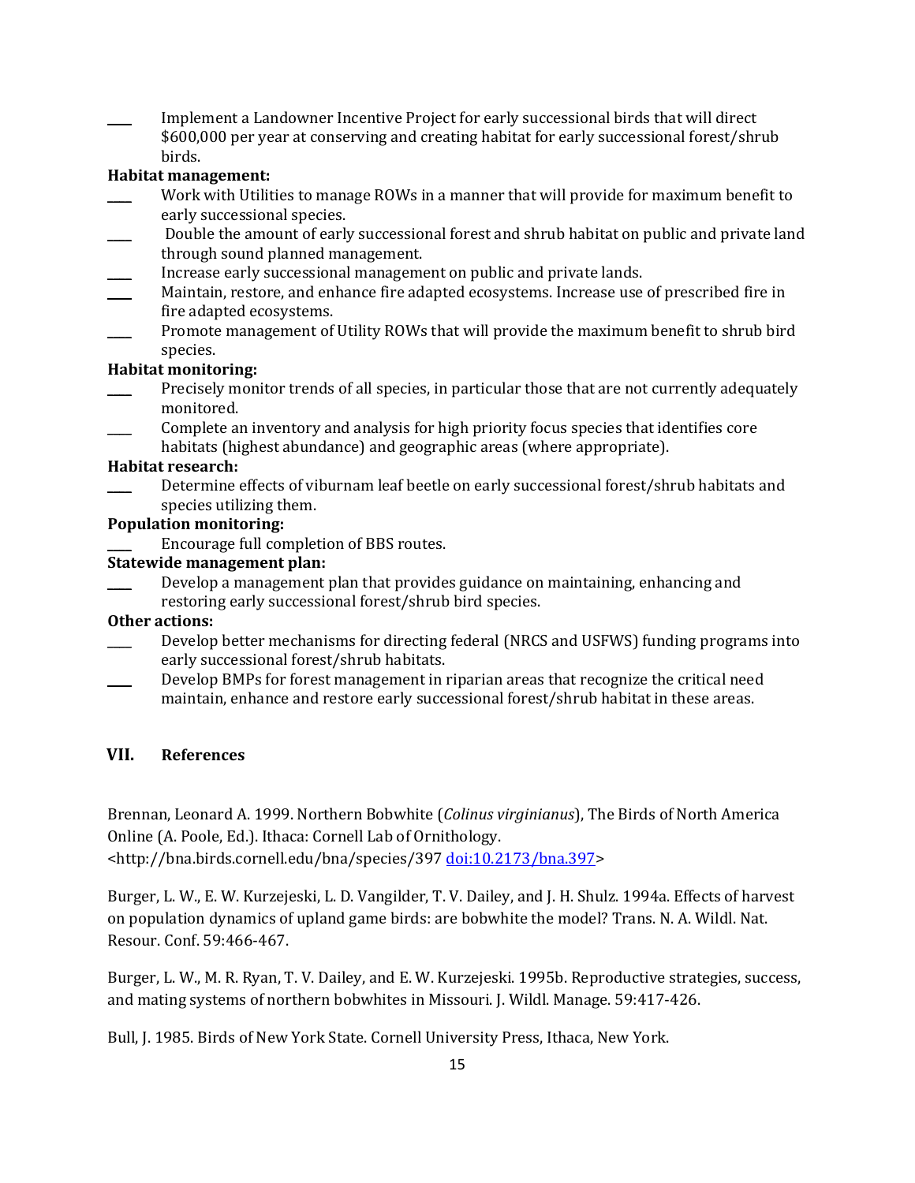____ Implement a Landowner Incentive Project for early successional birds that will direct $600,000 per year at conserving and creating habitat for early successional forest/shrub birds.

**Habitat management:**

____ Work with Utilities to manage ROWs in a manner that will provide for maximum benefit to early successional species.

____ Double the amount of early successional forest and shrub habitat on public and private land through sound planned management.

____ Increase early successional management on public and private lands.

____ Maintain, restore, and enhance fire adapted ecosystems. Increase use of prescribed fire in fire adapted ecosystems.

____ Promote management of Utility ROWs that will provide the maximum benefit to shrub bird species.

**Habitat monitoring:**

____ Precisely monitor trends of all species, in particular those that are not currently adequately monitored.

____ Complete an inventory and analysis for high priority focus species that identifies core habitats (highest abundance) and geographic areas (where appropriate).

**Habitat research:**

____ Determine effects of viburnam leaf beetle on early successional forest/shrub habitats and species utilizing them.

**Population monitoring:**

____ Encourage full completion of BBS routes.

**Statewide management plan:**

____ Develop a management plan that provides guidance on maintaining, enhancing and restoring early successional forest/shrub bird species.

**Other actions:**

____ Develop better mechanisms for directing federal (NRCS and USFWS) funding programs into early successional forest/shrub habitats.

____ Develop BMPs for forest management in riparian areas that recognize the critical need maintain, enhance and restore early successional forest/shrub habitat in these areas.

## VII. References

Brennan, Leonard A. 1999. Northern Bobwhite (*Colinus virginianus*), The Birds of North America Online (A. Poole, Ed.). Ithaca: Cornell Lab of Ornithology. <http://bna.birds.cornell.edu/bna/species/397 doi:10.2173/bna.397>

Burger, L. W., E. W. Kurzejeski, L. D. Vangilder, T. V. Dailey, and J. H. Shulz. 1994a. Effects of harvest on population dynamics of upland game birds: are bobwhite the model? Trans. N. A. Wildl. Nat. Resour. Conf. 59:466-467.

Burger, L. W., M. R. Ryan, T. V. Dailey, and E. W. Kurzejeski. 1995b. Reproductive strategies, success, and mating systems of northern bobwhites in Missouri. J. Wildl. Manage. 59:417-426.

Bull, J. 1985. Birds of New York State. Cornell University Press, Ithaca, New York.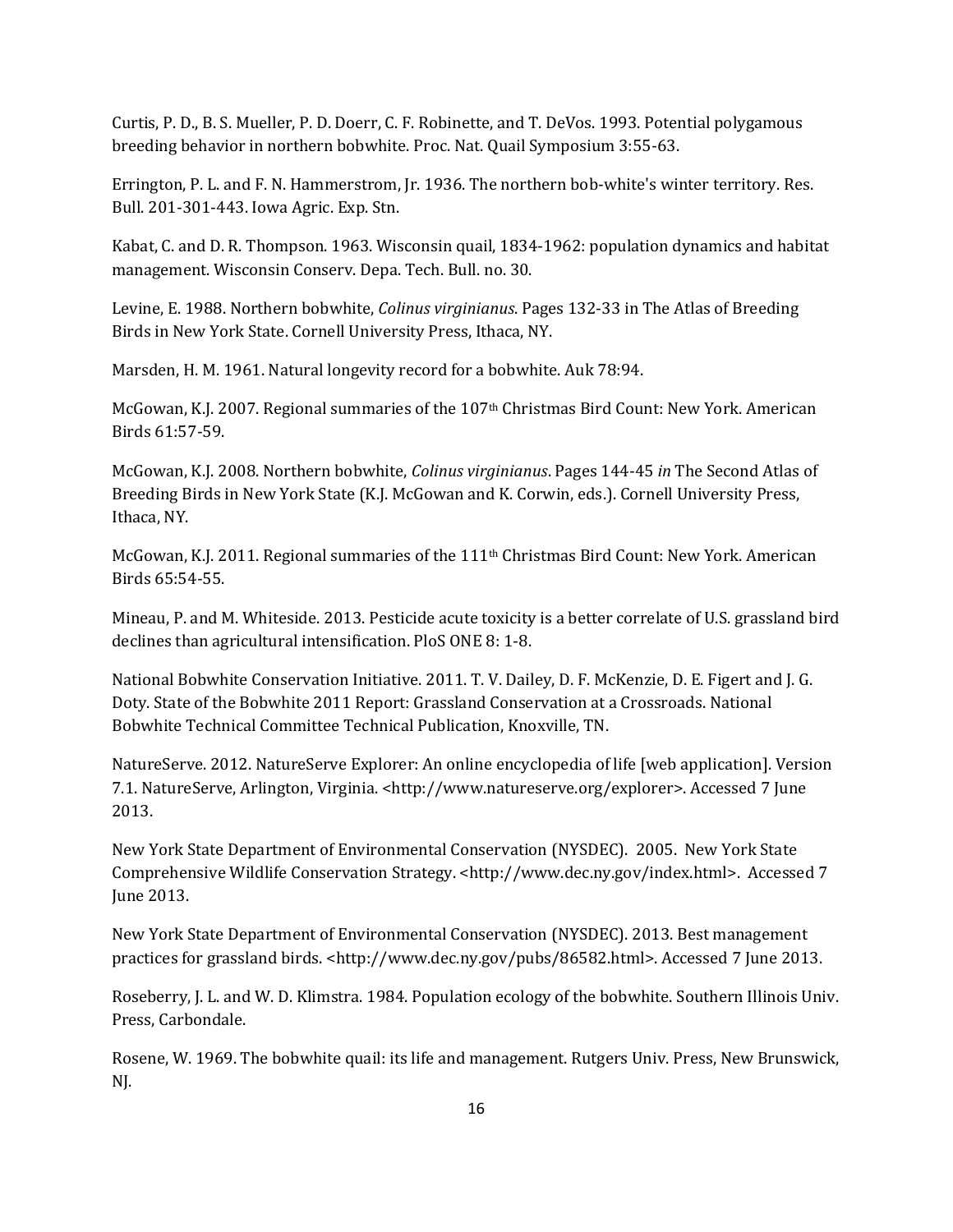Curtis, P. D., B. S. Mueller, P. D. Doerr, C. F. Robinette, and T. DeVos. 1993. Potential polygamous breeding behavior in northern bobwhite. Proc. Nat. Quail Symposium 3:55-63.

Errington, P. L. and F. N. Hammerstrom, Jr. 1936. The northern bob-white's winter territory. Res. Bull. 201-301-443. Iowa Agric. Exp. Stn.

Kabat, C. and D. R. Thompson. 1963. Wisconsin quail, 1834-1962: population dynamics and habitat management. Wisconsin Conserv. Depa. Tech. Bull. no. 30.

Levine, E. 1988. Northern bobwhite, *Colinus virginianus*. Pages 132-33 in The Atlas of Breeding Birds in New York State. Cornell University Press, Ithaca, NY.

Marsden, H. M. 1961. Natural longevity record for a bobwhite. Auk 78:94.

McGowan, K.J. 2007. Regional summaries of the 107th Christmas Bird Count: New York. American Birds 61:57-59.

McGowan, K.J. 2008. Northern bobwhite, *Colinus virginianus*. Pages 144-45 *in* The Second Atlas of Breeding Birds in New York State (K.J. McGowan and K. Corwin, eds.). Cornell University Press, Ithaca, NY.

McGowan, K.J. 2011. Regional summaries of the 111th Christmas Bird Count: New York. American Birds 65:54-55.

Mineau, P. and M. Whiteside. 2013. Pesticide acute toxicity is a better correlate of U.S. grassland bird declines than agricultural intensification. PloS ONE 8: 1-8.

National Bobwhite Conservation Initiative. 2011. T. V. Dailey, D. F. McKenzie, D. E. Figert and J. G. Doty. State of the Bobwhite 2011 Report: Grassland Conservation at a Crossroads. National Bobwhite Technical Committee Technical Publication, Knoxville, TN.

NatureServe. 2012. NatureServe Explorer: An online encyclopedia of life [web application]. Version 7.1. NatureServe, Arlington, Virginia. <http://www.natureserve.org/explorer>. Accessed 7 June 2013.

New York State Department of Environmental Conservation (NYSDEC). 2005. New York State Comprehensive Wildlife Conservation Strategy. <http://www.dec.ny.gov/index.html>. Accessed 7 June 2013.

New York State Department of Environmental Conservation (NYSDEC). 2013. Best management practices for grassland birds. <http://www.dec.ny.gov/pubs/86582.html>. Accessed 7 June 2013.

Roseberry, J. L. and W. D. Klimstra. 1984. Population ecology of the bobwhite. Southern Illinois Univ. Press, Carbondale.

Rosene, W. 1969. The bobwhite quail: its life and management. Rutgers Univ. Press, New Brunswick, NJ.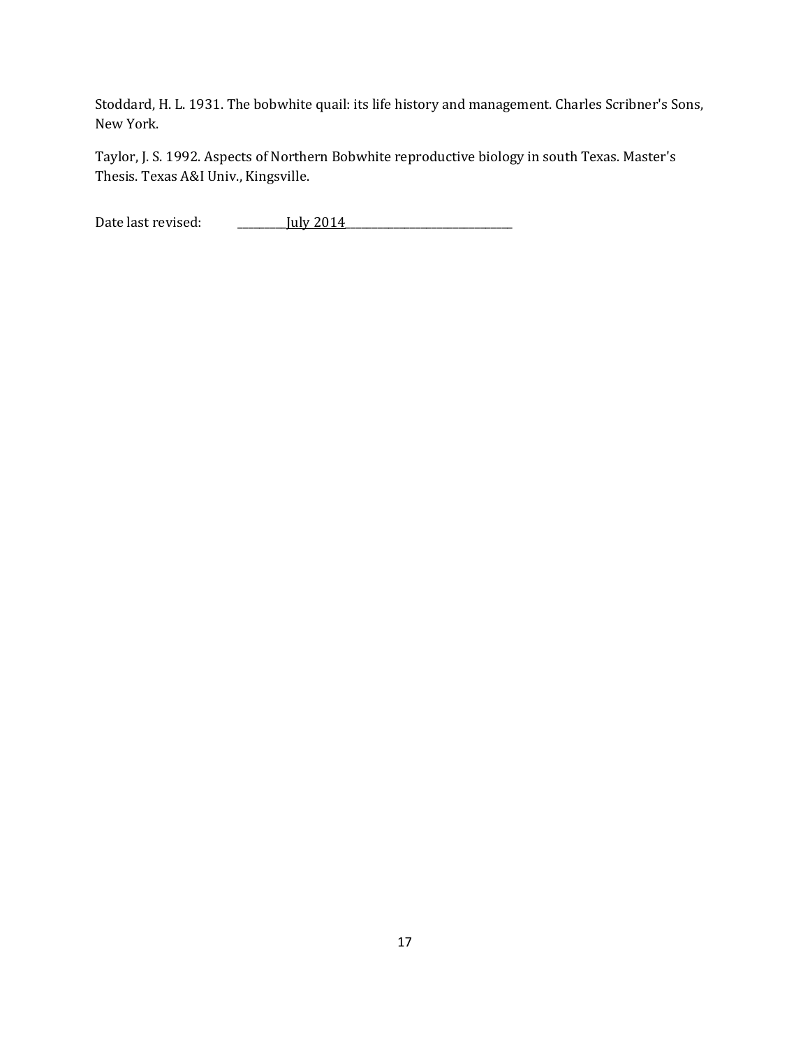Stoddard, H. L. 1931. The bobwhite quail: its life history and management. Charles Scribner's Sons, New York.

Taylor, J. S. 1992. Aspects of Northern Bobwhite reproductive biology in south Texas. Master's Thesis. Texas A&I Univ., Kingsville.

Date last revised: __________July 2014_________________________________